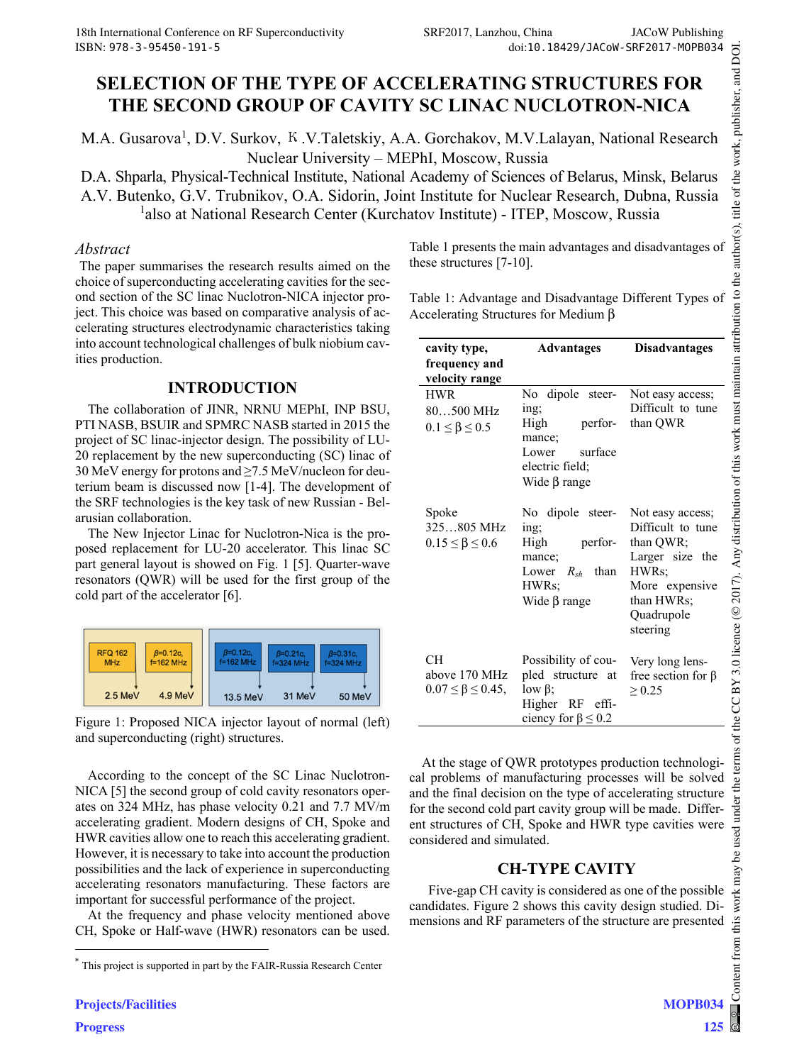# SELECTION OF THE TYPE OF ACCELERATING STRUCTURES FOR THE SECOND GROUP OF CAVITY SC LINAC NUCLOTRON-NICA

M.A. Gusarova[1], D.V. Surkov, K.V.Taletskiy, A.A. Gorchakov, M.V.Lalayan, National Research Nuclear University – MEPhI, Moscow, Russia

D.A. Shparla, Physical-Technical Institute, National Academy of Sciences of Belarus, Minsk, Belarus

A.V. Butenko, G.V. Trubnikov, O.A. Sidorin, Joint Institute for Nuclear Research, Dubna, Russia

[1]also at National Research Center (Kurchatov Institute) - ITEP, Moscow, Russia

## *Abstract*

The paper summarises the research results aimed on the choice of superconducting accelerating cavities for the second section of the SC linac Nuclotron-NICA injector project. This choice was based on comparative analysis of accelerating structures electrodynamic characteristics taking into account technological challenges of bulk niobium cavities production.

## INTRODUCTION

The collaboration of JINR, NRNU MEPhI, INP BSU, PTI NASB, BSUIR and SPMRC NASB started in 2015 the project of SC linac-injector design. The possibility of LU-20 replacement by the new superconducting (SC) linac of 30 MeV energy for protons and ≥7.5 MeV/nucleon for deuterium beam is discussed now [1-4]. The development of the SRF technologies is the key task of new Russian - Belarusian collaboration.

The New Injector Linac for Nuclotron-Nica is the proposed replacement for LU-20 accelerator. This linac SC part general layout is showed on Fig. 1 [5]. Quarter-wave resonators (QWR) will be used for the first group of the cold part of the accelerator [6].

Figure 1: Proposed NICA injector layout of normal (left) and superconducting (right) structures.

According to the concept of the SC Linac Nuclotron-NICA [5] the second group of cold cavity resonators operates on 324 MHz, has phase velocity 0.21 and 7.7 MV/m accelerating gradient. Modern designs of CH, Spoke and HWR cavities allow one to reach this accelerating gradient. However, it is necessary to take into account the production possibilities and the lack of experience in superconducting accelerating resonators manufacturing. These factors are important for successful performance of the project.

At the frequency and phase velocity mentioned above CH, Spoke or Half-wave (HWR) resonators can be used. Table 1 presents the main advantages and disadvantages of these structures [7-10].

Table 1: Advantage and Disadvantage Different Types of Accelerating Structures for Medium β

| cavity type, frequency and velocity range | Advantages | Disadvantages |
|---|---|---|
| HWR<br>80…500 MHz<br>$0.1 \leq \beta \leq 0.5$ | No dipole steering;<br>High performance;<br>Lower surface electric field;<br>Wide β range | Not easy access;<br>Difficult to tune than QWR |
| Spoke<br>325…805 MHz<br>$0.15 \leq \beta \leq 0.6$ | No dipole steering;<br>High performance;<br>Lower $R_{sh}$ than HWRs;<br>Wide β range | Not easy access;<br>Difficult to tune than QWR;<br>Larger size the HWRs;<br>More expensive than HWRs;<br>Quadrupole steering |
| CH<br>above 170 MHz<br>$0.07 \leq \beta \leq 0.45$, | Possibility of coupled structure at low β;<br>Higher RF efficiency for $\beta \leq 0.2$ | Very long lens-free section for $\beta \geq 0.25$ |

At the stage of QWR prototypes production technological problems of manufacturing processes will be solved and the final decision on the type of accelerating structure for the second cold part cavity group will be made. Different structures of CH, Spoke and HWR type cavities were considered and simulated.

## CH-TYPE CAVITY

Five-gap CH cavity is considered as one of the possible candidates. Figure 2 shows this cavity design studied. Dimensions and RF parameters of the structure are presented

---

* This project is supported in part by the FAIR-Russia Research Center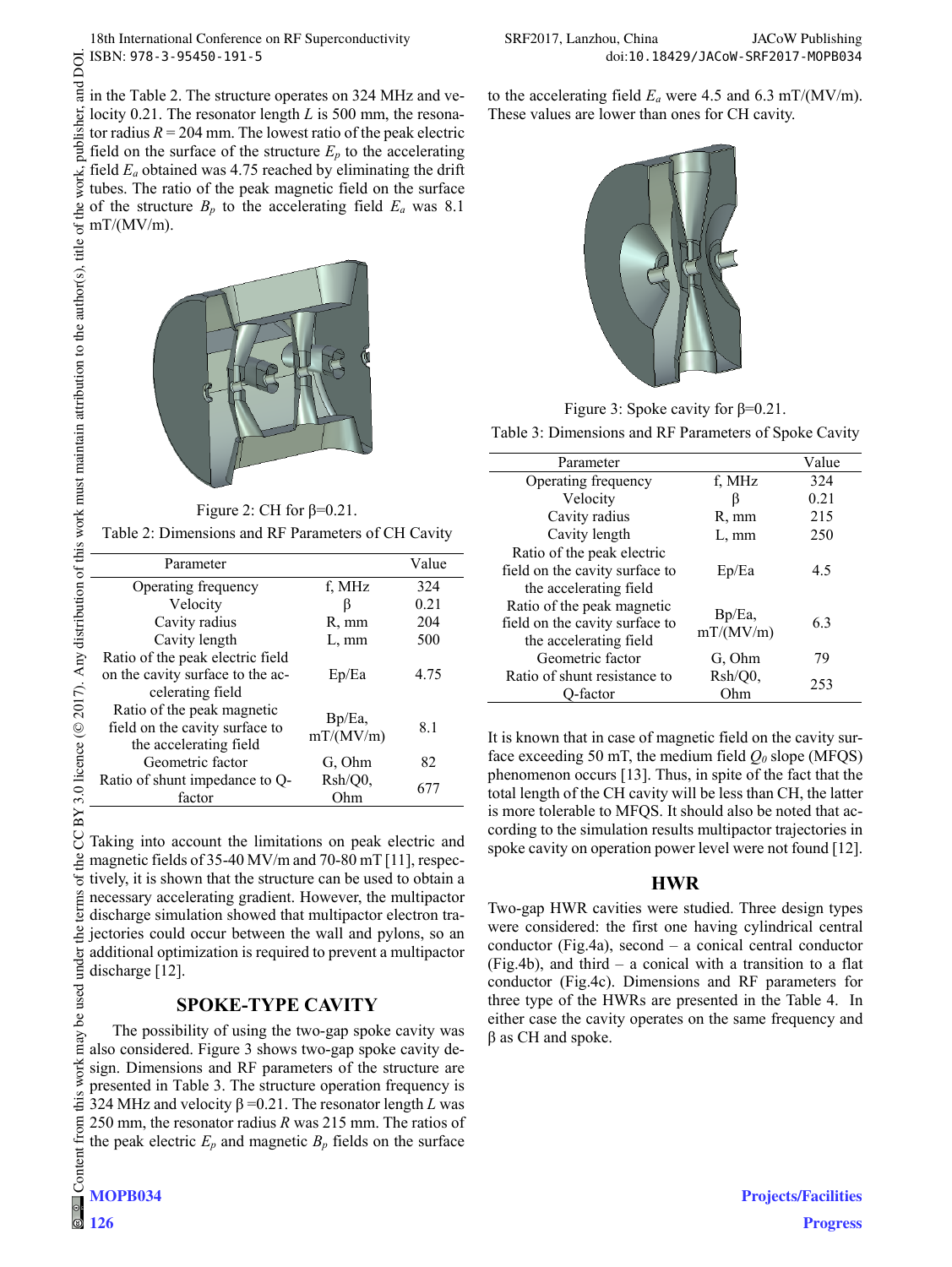in the Table 2. The structure operates on 324 MHz and velocity 0.21. The resonator length $L$ is 500 mm, the resonator radius $R$ = 204 mm. The lowest ratio of the peak electric field on the surface of the structure $E_p$ to the accelerating field $E_a$ obtained was 4.75 reached by eliminating the drift tubes. The ratio of the peak magnetic field on the surface of the structure $B_p$ to the accelerating field $E_a$ was 8.1 mT/(MV/m).

Figure 2: CH for β=0.21.

Table 2: Dimensions and RF Parameters of CH Cavity

| Parameter | | Value |
|---|---|---|
| Operating frequency | f, MHz | 324 |
| Velocity | β | 0.21 |
| Cavity radius | R, mm | 204 |
| Cavity length | L, mm | 500 |
| Ratio of the peak electric field on the cavity surface to the accelerating field | Ep/Ea | 4.75 |
| Ratio of the peak magnetic field on the cavity surface to the accelerating field | Bp/Ea, mT/(MV/m) | 8.1 |
| Geometric factor | G, Ohm | 82 |
| Ratio of shunt impedance to Q-factor | Rsh/Q0, Ohm | 677 |

Taking into account the limitations on peak electric and magnetic fields of 35-40 MV/m and 70-80 mT [11], respectively, it is shown that the structure can be used to obtain a necessary accelerating gradient. However, the multipactor discharge simulation showed that multipactor electron trajectories could occur between the wall and pylons, so an additional optimization is required to prevent a multipactor discharge [12].

## SPOKE-TYPE CAVITY

The possibility of using the two-gap spoke cavity was also considered. Figure 3 shows two-gap spoke cavity design. Dimensions and RF parameters of the structure are presented in Table 3. The structure operation frequency is 324 MHz and velocity β =0.21. The resonator length $L$ was 250 mm, the resonator radius $R$ was 215 mm. The ratios of the peak electric $E_p$ and magnetic $B_p$ fields on the surface to the accelerating field $E_a$ were 4.5 and 6.3 mT/(MV/m). These values are lower than ones for CH cavity.

Figure 3: Spoke cavity for β=0.21.

Table 3: Dimensions and RF Parameters of Spoke Cavity

| Parameter | | Value |
|---|---|---|
| Operating frequency | f, MHz | 324 |
| Velocity | β | 0.21 |
| Cavity radius | R, mm | 215 |
| Cavity length | L, mm | 250 |
| Ratio of the peak electric field on the cavity surface to the accelerating field | Ep/Ea | 4.5 |
| Ratio of the peak magnetic field on the cavity surface to the accelerating field | Bp/Ea, mT/(MV/m) | 6.3 |
| Geometric factor | G, Ohm | 79 |
| Ratio of shunt resistance to Q-factor | Rsh/Q0, Ohm | 253 |

It is known that in case of magnetic field on the cavity surface exceeding 50 mT, the medium field $Q_0$ slope (MFQS) phenomenon occurs [13]. Thus, in spite of the fact that the total length of the CH cavity will be less than CH, the latter is more tolerable to MFQS. It should also be noted that according to the simulation results multipactor trajectories in spoke cavity on operation power level were not found [12].

## HWR

Two-gap HWR cavities were studied. Three design types were considered: the first one having cylindrical central conductor (Fig.4a), second – a conical central conductor (Fig.4b), and third – a conical with a transition to a flat conductor (Fig.4c). Dimensions and RF parameters for three type of the HWRs are presented in the Table 4. In either case the cavity operates on the same frequency and β as CH and spoke.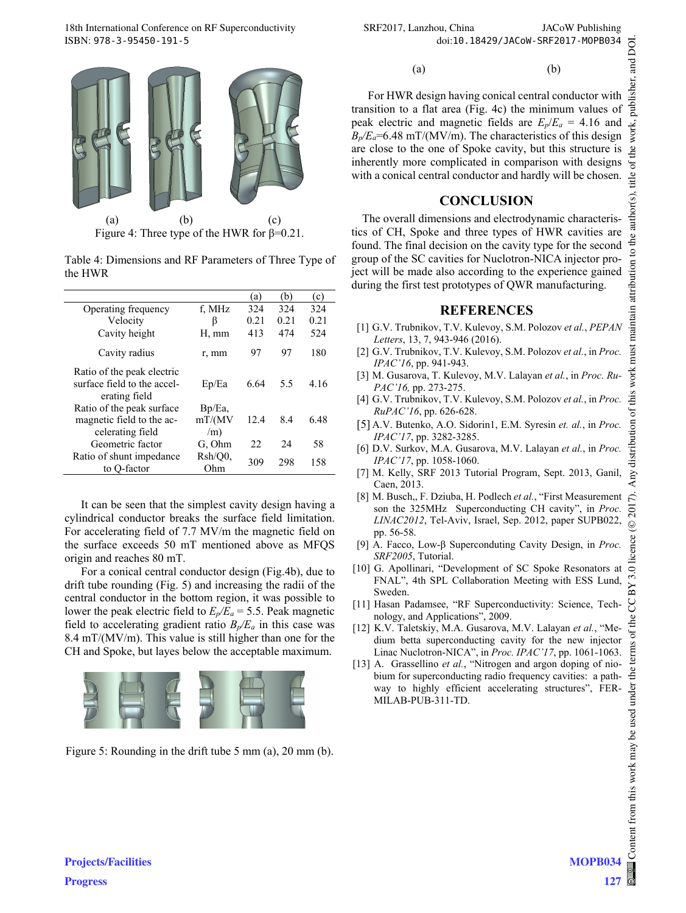(a) (b) (c)

Figure 4: Three type of the HWR for β=0.21.

Table 4: Dimensions and RF Parameters of Three Type of the HWR

| | | (a) | (b) | (c) |
|---|---|---|---|---|
| Operating frequency | f, MHz | 324 | 324 | 324 |
| Velocity | β | 0.21 | 0.21 | 0.21 |
| Cavity height | H, mm | 413 | 474 | 524 |
| Cavity radius | r, mm | 97 | 97 | 180 |
| Ratio of the peak electric surface field to the accelerating field | Ep/Ea | 6.64 | 5.5 | 4.16 |
| Ratio of the peak surface magnetic field to the accelerating field | Bp/Ea, mT/(MV/m) | 12.4 | 8.4 | 6.48 |
| Geometric factor | G, Ohm | 22 | 24 | 58 |
| Ratio of shunt impedance to Q-factor | Rsh/Q0, Ohm | 309 | 298 | 158 |

It can be seen that the simplest cavity design having a cylindrical conductor breaks the surface field limitation. For accelerating field of 7.7 MV/m the magnetic field on the surface exceeds 50 mT mentioned above as MFQS origin and reaches 80 mT.

For a conical central conductor design (Fig.4b), due to drift tube rounding (Fig. 5) and increasing the radii of the central conductor in the bottom region, it was possible to lower the peak electric field to $E_p/E_a$ = 5.5. Peak magnetic field to accelerating gradient ratio $B_p/E_a$ in this case was 8.4 mT/(MV/m). This value is still higher than one for the CH and Spoke, but layes below the acceptable maximum.

(a) (b)

Figure 5: Rounding in the drift tube 5 mm (a), 20 mm (b).

For HWR design having conical central conductor with transition to a flat area (Fig. 4c) the minimum values of peak electric and magnetic fields are $E_p/E_a$ = 4.16 and $B_p/E_a$=6.48 mT/(MV/m). The characteristics of this design are close to the one of Spoke cavity, but this structure is inherently more complicated in comparison with designs with a conical central conductor and hardly will be chosen.

## CONCLUSION

The overall dimensions and electrodynamic characteristics of CH, Spoke and three types of HWR cavities are found. The final decision on the cavity type for the second group of the SC cavities for Nuclotron-NICA injector project will be made also according to the experience gained during the first test prototypes of QWR manufacturing.

## REFERENCES

[1] G.V. Trubnikov, T.V. Kulevoy, S.M. Polozov *et al.*, *PEPAN Letters*, 13, 7, 943-946 (2016).
[2] G.V. Trubnikov, T.V. Kulevoy, S.M. Polozov *et al.*, in *Proc. IPAC'16*, pp. 941-943.
[3] M. Gusarova, T. Kulevoy, M.V. Lalayan *et al.*, in *Proc. RuPAC'16,* pp. 273-275.
[4] G.V. Trubnikov, T.V. Kulevoy, S.M. Polozov *et al.*, in *Proc. RuPAC'16*, pp. 626-628.
[5] A.V. Butenko, A.O. Sidorin1, E.M. Syresin *et. al.*, in *Proc. IPAC'17*, pp. 3282-3285.
[6] D.V. Surkov, M.A. Gusarova, M.V. Lalayan *et al.*, in *Proc. IPAC'17*, pp. 1058-1060.
[7] M. Kelly, SRF 2013 Tutorial Program, Sept. 2013, Ganil, Caen, 2013.
[8] M. Busch,, F. Dziuba, H. Podlech *et al.*, "First Measurement son the 325MHz Superconducting CH cavity", in *Proc. LINAC2012*, Tel-Aviv, Israel, Sep. 2012, paper SUPB022, pp. 56-58.
[9] A. Facco, Low-β Superconduting Cavity Design, in *Proc. SRF2005*, Tutorial.
[10] G. Apollinari, "Development of SC Spoke Resonators at FNAL", 4th SPL Collaboration Meeting with ESS Lund, Sweden.
[11] Hasan Padamsee, "RF Superconductivity: Science, Technology, and Applications", 2009.
[12] K.V. Taletskiy, M.A. Gusarova, M.V. Lalayan *et al.*, "Medium betta superconducting cavity for the new injector Linac Nuclotron-NICA", in *Proc. IPAC'17*, pp. 1061-1063.
[13] A. Grassellino *et al.*, "Nitrogen and argon doping of niobium for superconducting radio frequency cavities: a pathway to highly efficient accelerating structures", FERMILAB-PUB-311-TD.